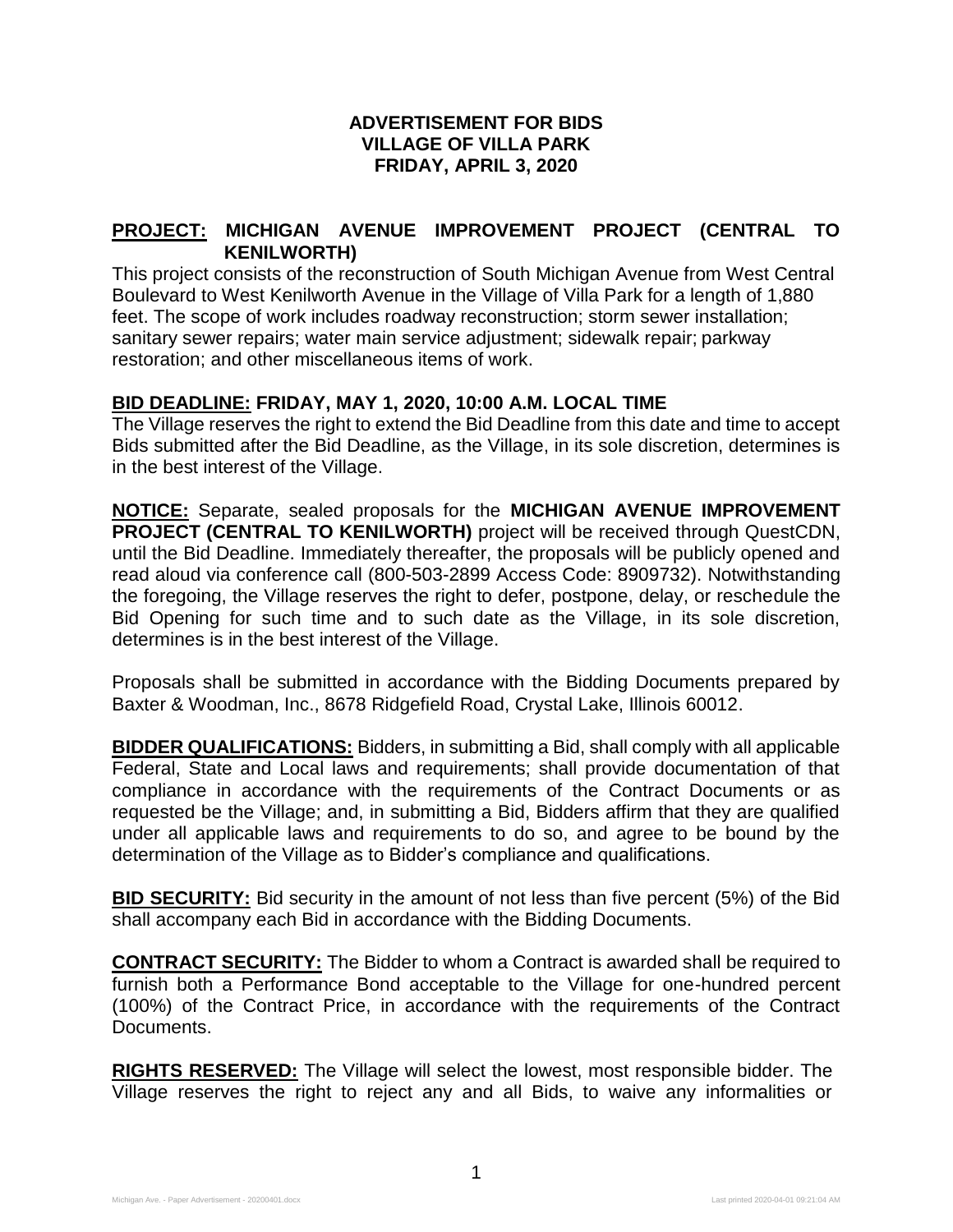# ADVERTISEMENT FOR BIDS
# VILLAGE OF VILLA PARK
# FRIDAY, APRIL 3, 2020

**PROJECT: MICHIGAN AVENUE IMPROVEMENT PROJECT (CENTRAL TO KENILWORTH)**

This project consists of the reconstruction of South Michigan Avenue from West Central Boulevard to West Kenilworth Avenue in the Village of Villa Park for a length of 1,880 feet. The scope of work includes roadway reconstruction; storm sewer installation; sanitary sewer repairs; water main service adjustment; sidewalk repair; parkway restoration; and other miscellaneous items of work.

**BID DEADLINE: FRIDAY, MAY 1, 2020, 10:00 A.M. LOCAL TIME**

The Village reserves the right to extend the Bid Deadline from this date and time to accept Bids submitted after the Bid Deadline, as the Village, in its sole discretion, determines is in the best interest of the Village.

**NOTICE:** Separate, sealed proposals for the **MICHIGAN AVENUE IMPROVEMENT PROJECT (CENTRAL TO KENILWORTH)** project will be received through QuestCDN, until the Bid Deadline. Immediately thereafter, the proposals will be publicly opened and read aloud via conference call (800-503-2899 Access Code: 8909732). Notwithstanding the foregoing, the Village reserves the right to defer, postpone, delay, or reschedule the Bid Opening for such time and to such date as the Village, in its sole discretion, determines is in the best interest of the Village.

Proposals shall be submitted in accordance with the Bidding Documents prepared by Baxter & Woodman, Inc., 8678 Ridgefield Road, Crystal Lake, Illinois 60012.

**BIDDER QUALIFICATIONS:** Bidders, in submitting a Bid, shall comply with all applicable Federal, State and Local laws and requirements; shall provide documentation of that compliance in accordance with the requirements of the Contract Documents or as requested be the Village; and, in submitting a Bid, Bidders affirm that they are qualified under all applicable laws and requirements to do so, and agree to be bound by the determination of the Village as to Bidder's compliance and qualifications.

**BID SECURITY:** Bid security in the amount of not less than five percent (5%) of the Bid shall accompany each Bid in accordance with the Bidding Documents.

**CONTRACT SECURITY:** The Bidder to whom a Contract is awarded shall be required to furnish both a Performance Bond acceptable to the Village for one-hundred percent (100%) of the Contract Price, in accordance with the requirements of the Contract Documents.

**RIGHTS RESERVED:** The Village will select the lowest, most responsible bidder. The Village reserves the right to reject any and all Bids, to waive any informalities or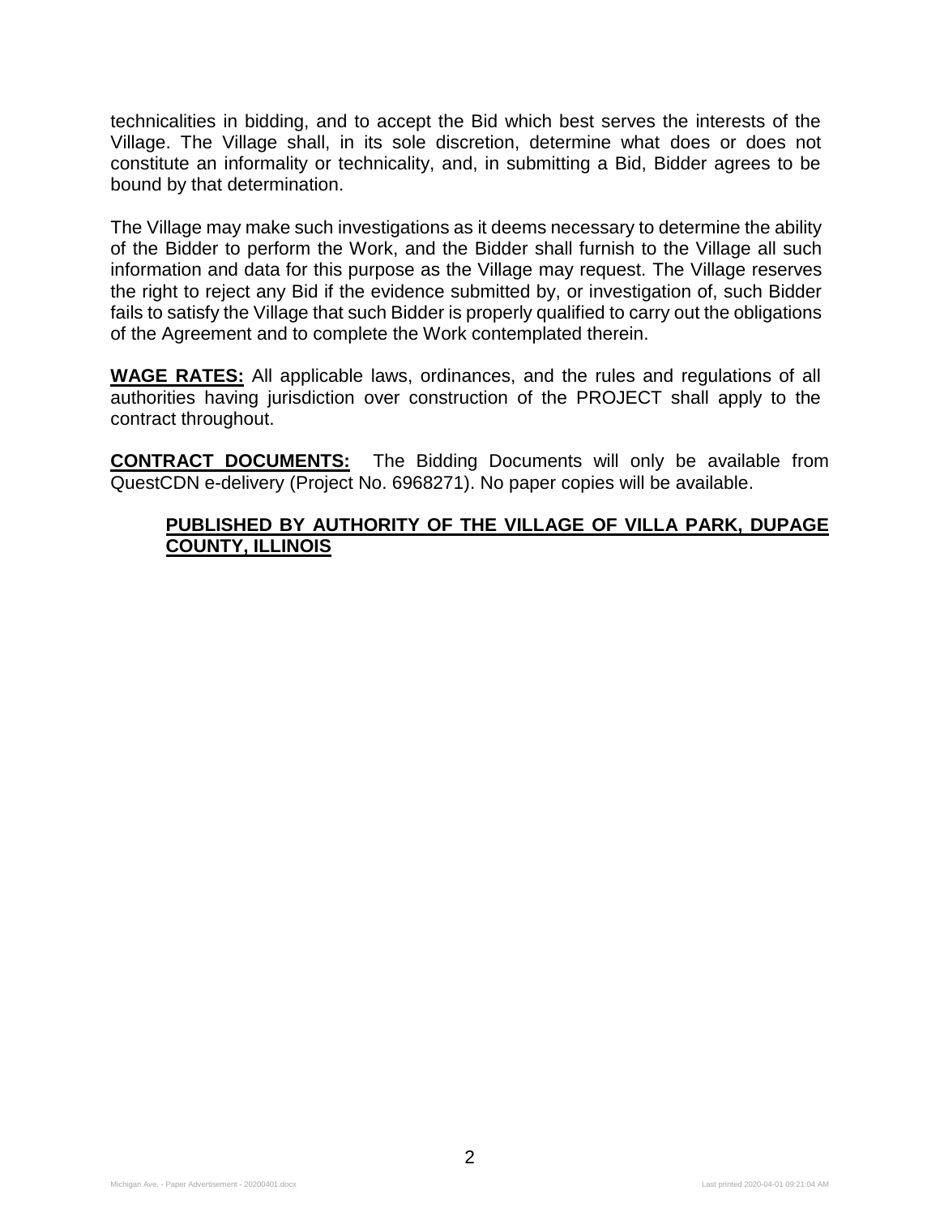technicalities in bidding, and to accept the Bid which best serves the interests of the Village. The Village shall, in its sole discretion, determine what does or does not constitute an informality or technicality, and, in submitting a Bid, Bidder agrees to be bound by that determination.

The Village may make such investigations as it deems necessary to determine the ability of the Bidder to perform the Work, and the Bidder shall furnish to the Village all such information and data for this purpose as the Village may request. The Village reserves the right to reject any Bid if the evidence submitted by, or investigation of, such Bidder fails to satisfy the Village that such Bidder is properly qualified to carry out the obligations of the Agreement and to complete the Work contemplated therein.

**WAGE RATES:** All applicable laws, ordinances, and the rules and regulations of all authorities having jurisdiction over construction of the PROJECT shall apply to the contract throughout.

**CONTRACT DOCUMENTS:** The Bidding Documents will only be available from QuestCDN e-delivery (Project No. 6968271). No paper copies will be available.

**PUBLISHED BY AUTHORITY OF THE VILLAGE OF VILLA PARK, DUPAGE COUNTY, ILLINOIS**